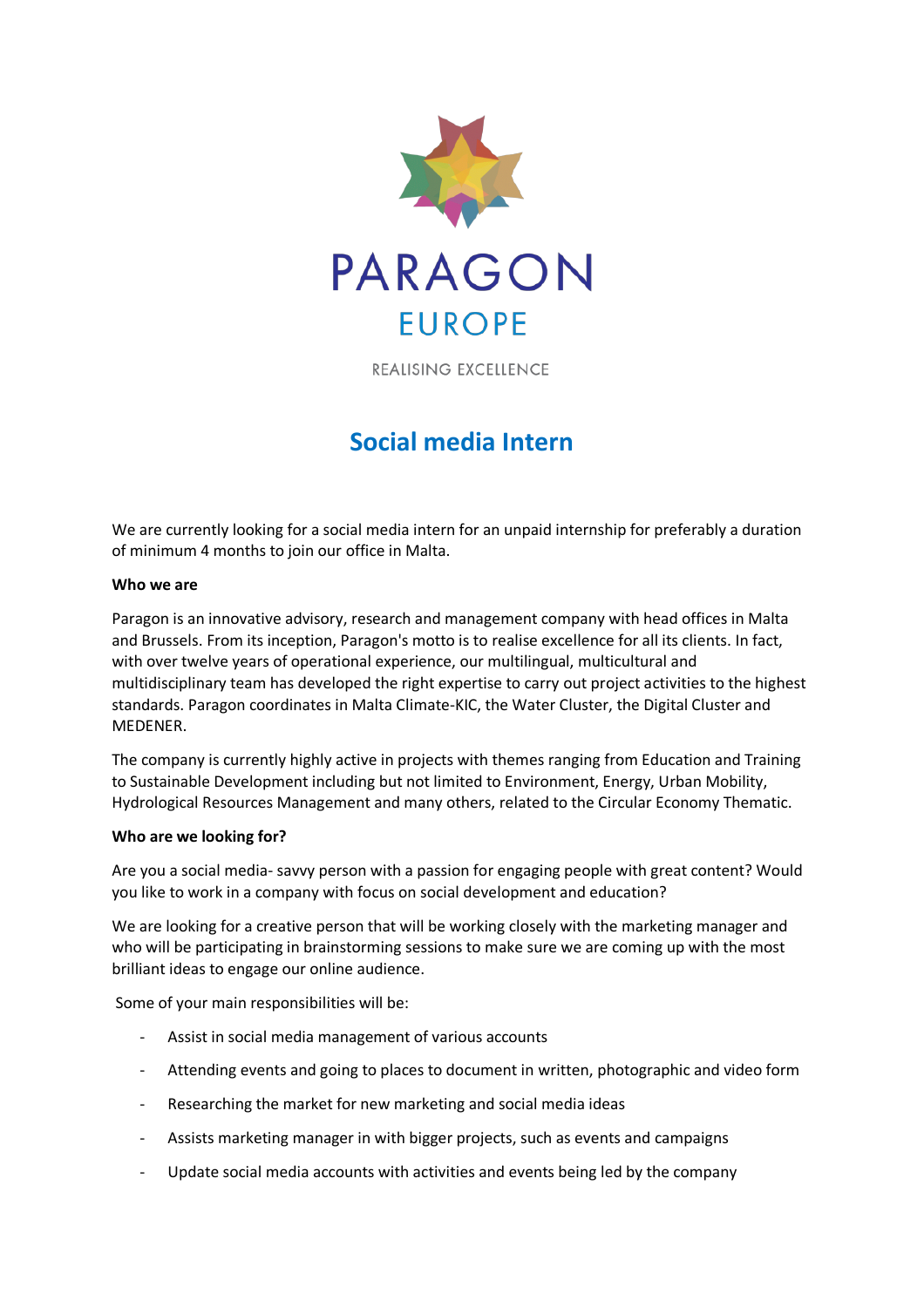PARAGON

EUROPE

REALISING EXCELLENCE

# Social media Intern

We are currently looking for a social media intern for an unpaid internship for preferably a duration of minimum 4 months to join our office in Malta.

**Who we are**

Paragon is an innovative advisory, research and management company with head offices in Malta and Brussels. From its inception, Paragon's motto is to realise excellence for all its clients. In fact, with over twelve years of operational experience, our multilingual, multicultural and multidisciplinary team has developed the right expertise to carry out project activities to the highest standards. Paragon coordinates in Malta Climate-KIC, the Water Cluster, the Digital Cluster and MEDENER.

The company is currently highly active in projects with themes ranging from Education and Training to Sustainable Development including but not limited to Environment, Energy, Urban Mobility, Hydrological Resources Management and many others, related to the Circular Economy Thematic.

**Who are we looking for?**

Are you a social media- savvy person with a passion for engaging people with great content? Would you like to work in a company with focus on social development and education?

We are looking for a creative person that will be working closely with the marketing manager and who will be participating in brainstorming sessions to make sure we are coming up with the most brilliant ideas to engage our online audience.

Some of your main responsibilities will be:

- Assist in social media management of various accounts
- Attending events and going to places to document in written, photographic and video form
- Researching the market for new marketing and social media ideas
- Assists marketing manager in with bigger projects, such as events and campaigns
- Update social media accounts with activities and events being led by the company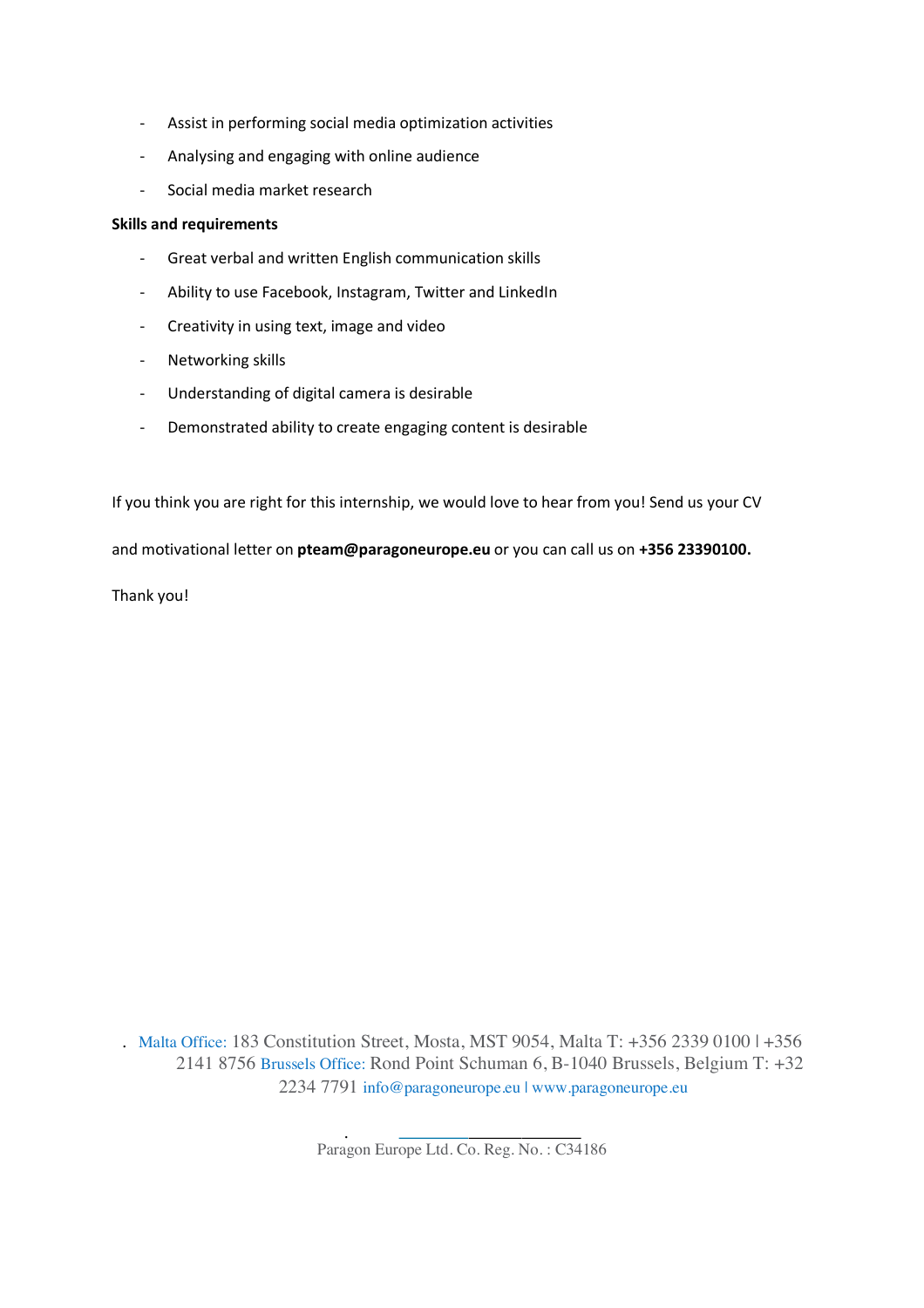- Assist in performing social media optimization activities
- Analysing and engaging with online audience
- Social media market research

**Skills and requirements**

- Great verbal and written English communication skills
- Ability to use Facebook, Instagram, Twitter and LinkedIn
- Creativity in using text, image and video
- Networking skills
- Understanding of digital camera is desirable
- Demonstrated ability to create engaging content is desirable

If you think you are right for this internship, we would love to hear from you! Send us your CV and motivational letter on **pteam@paragoneurope.eu** or you can call us on **+356 23390100.**

Thank you!